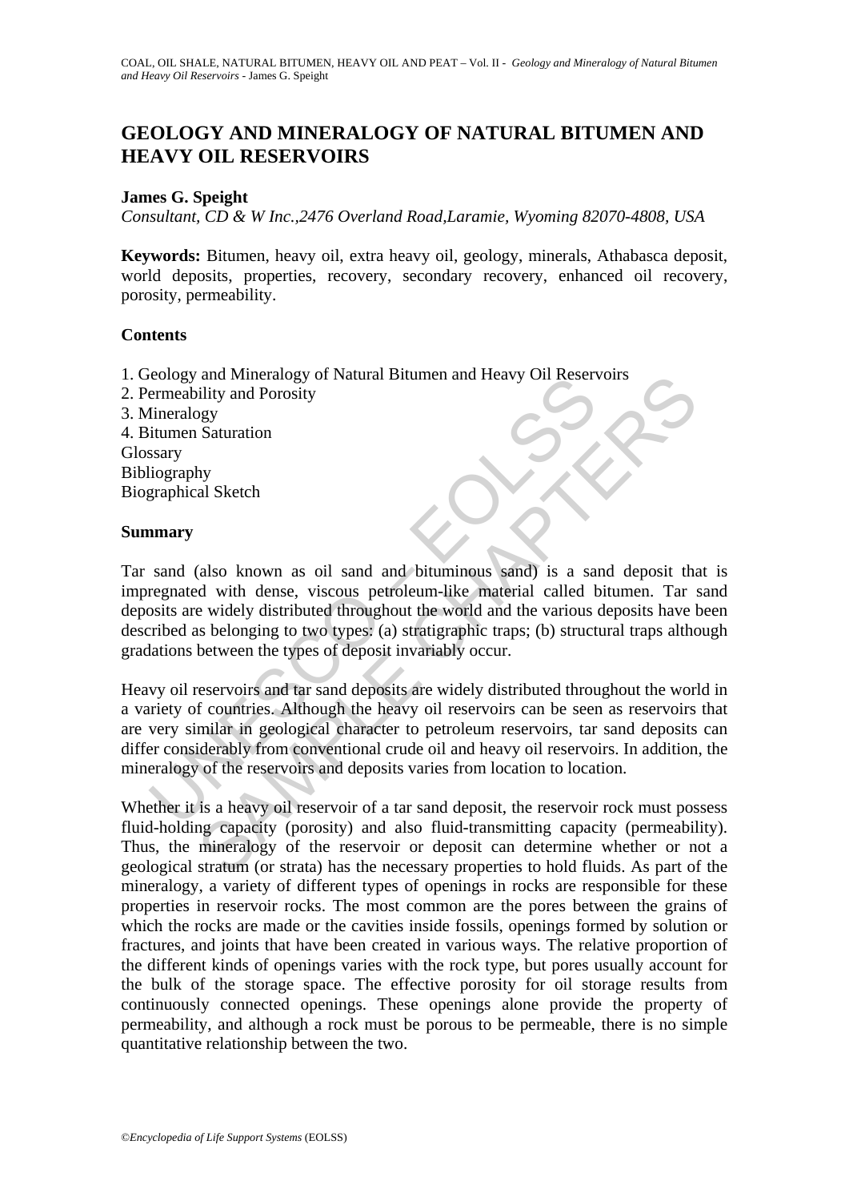# GEOLOGY AND MINERALOGY OF NATURAL BITUMEN AND HEAVY OIL RESERVOIRS

**James G. Speight**

*Consultant, CD & W Inc.,2476 Overland Road,Laramie, Wyoming 82070-4808, USA*

**Keywords:** Bitumen, heavy oil, extra heavy oil, geology, minerals, Athabasca deposit, world deposits, properties, recovery, secondary recovery, enhanced oil recovery, porosity, permeability.

## Contents

1. Geology and Mineralogy of Natural Bitumen and Heavy Oil Reservoirs
2. Permeability and Porosity
3. Mineralogy
4. Bitumen Saturation

Glossary
Bibliography
Biographical Sketch

## Summary

Tar sand (also known as oil sand and bituminous sand) is a sand deposit that is impregnated with dense, viscous petroleum-like material called bitumen. Tar sand deposits are widely distributed throughout the world and the various deposits have been described as belonging to two types: (a) stratigraphic traps; (b) structural traps although gradations between the types of deposit invariably occur.

Heavy oil reservoirs and tar sand deposits are widely distributed throughout the world in a variety of countries. Although the heavy oil reservoirs can be seen as reservoirs that are very similar in geological character to petroleum reservoirs, tar sand deposits can differ considerably from conventional crude oil and heavy oil reservoirs. In addition, the mineralogy of the reservoirs and deposits varies from location to location.

Whether it is a heavy oil reservoir of a tar sand deposit, the reservoir rock must possess fluid-holding capacity (porosity) and also fluid-transmitting capacity (permeability). Thus, the mineralogy of the reservoir or deposit can determine whether or not a geological stratum (or strata) has the necessary properties to hold fluids. As part of the mineralogy, a variety of different types of openings in rocks are responsible for these properties in reservoir rocks. The most common are the pores between the grains of which the rocks are made or the cavities inside fossils, openings formed by solution or fractures, and joints that have been created in various ways. The relative proportion of the different kinds of openings varies with the rock type, but pores usually account for the bulk of the storage space. The effective porosity for oil storage results from continuously connected openings. These openings alone provide the property of permeability, and although a rock must be porous to be permeable, there is no simple quantitative relationship between the two.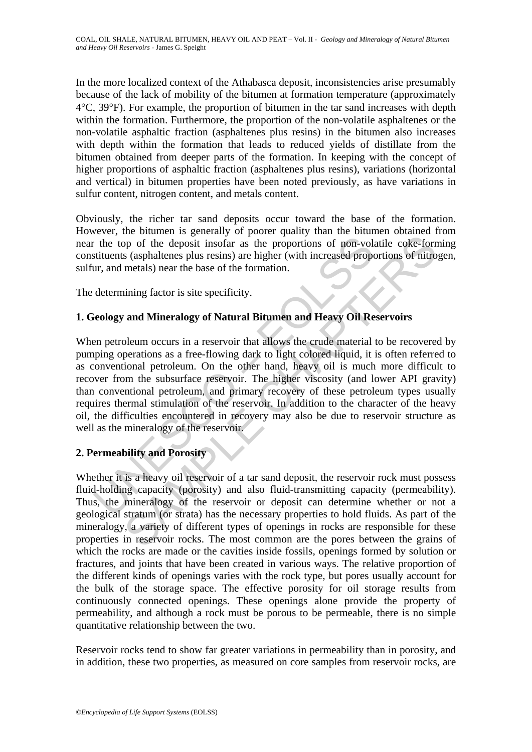In the more localized context of the Athabasca deposit, inconsistencies arise presumably because of the lack of mobility of the bitumen at formation temperature (approximately 4°C, 39°F). For example, the proportion of bitumen in the tar sand increases with depth within the formation. Furthermore, the proportion of the non-volatile asphaltenes or the non-volatile asphaltic fraction (asphaltenes plus resins) in the bitumen also increases with depth within the formation that leads to reduced yields of distillate from the bitumen obtained from deeper parts of the formation. In keeping with the concept of higher proportions of asphaltic fraction (asphaltenes plus resins), variations (horizontal and vertical) in bitumen properties have been noted previously, as have variations in sulfur content, nitrogen content, and metals content.

Obviously, the richer tar sand deposits occur toward the base of the formation. However, the bitumen is generally of poorer quality than the bitumen obtained from near the top of the deposit insofar as the proportions of non-volatile coke-forming constituents (asphaltenes plus resins) are higher (with increased proportions of nitrogen, sulfur, and metals) near the base of the formation.

The determining factor is site specificity.

## 1. Geology and Mineralogy of Natural Bitumen and Heavy Oil Reservoirs

When petroleum occurs in a reservoir that allows the crude material to be recovered by pumping operations as a free-flowing dark to light colored liquid, it is often referred to as conventional petroleum. On the other hand, heavy oil is much more difficult to recover from the subsurface reservoir. The higher viscosity (and lower API gravity) than conventional petroleum, and primary recovery of these petroleum types usually requires thermal stimulation of the reservoir. In addition to the character of the heavy oil, the difficulties encountered in recovery may also be due to reservoir structure as well as the mineralogy of the reservoir.

## 2. Permeability and Porosity

Whether it is a heavy oil reservoir of a tar sand deposit, the reservoir rock must possess fluid-holding capacity (porosity) and also fluid-transmitting capacity (permeability). Thus, the mineralogy of the reservoir or deposit can determine whether or not a geological stratum (or strata) has the necessary properties to hold fluids. As part of the mineralogy, a variety of different types of openings in rocks are responsible for these properties in reservoir rocks. The most common are the pores between the grains of which the rocks are made or the cavities inside fossils, openings formed by solution or fractures, and joints that have been created in various ways. The relative proportion of the different kinds of openings varies with the rock type, but pores usually account for the bulk of the storage space. The effective porosity for oil storage results from continuously connected openings. These openings alone provide the property of permeability, and although a rock must be porous to be permeable, there is no simple quantitative relationship between the two.

Reservoir rocks tend to show far greater variations in permeability than in porosity, and in addition, these two properties, as measured on core samples from reservoir rocks, are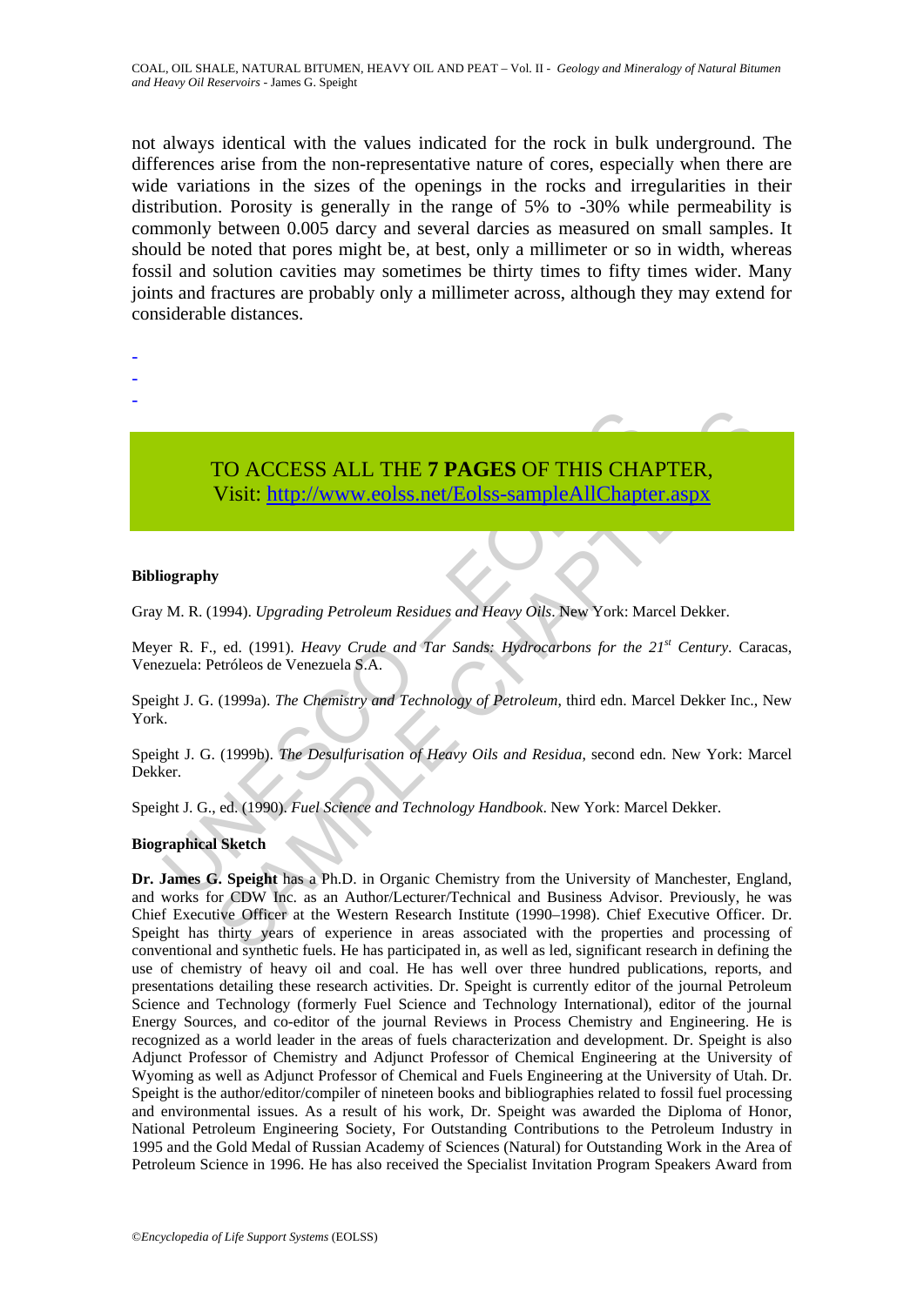not always identical with the values indicated for the rock in bulk underground. The differences arise from the non-representative nature of cores, especially when there are wide variations in the sizes of the openings in the rocks and irregularities in their distribution. Porosity is generally in the range of 5% to -30% while permeability is commonly between 0.005 darcy and several darcies as measured on small samples. It should be noted that pores might be, at best, only a millimeter or so in width, whereas fossil and solution cavities may sometimes be thirty times to fifty times wider. Many joints and fractures are probably only a millimeter across, although they may extend for considerable distances.

-
-
-

TO ACCESS ALL THE **7 PAGES** OF THIS CHAPTER,
Visit: http://www.eolss.net/Eolss-sampleAllChapter.aspx

**Bibliography**

Gray M. R. (1994). *Upgrading Petroleum Residues and Heavy Oils*. New York: Marcel Dekker.

Meyer R. F., ed. (1991). *Heavy Crude and Tar Sands: Hydrocarbons for the 21st Century*. Caracas, Venezuela: Petróleos de Venezuela S.A.

Speight J. G. (1999a). *The Chemistry and Technology of Petroleum*, third edn. Marcel Dekker Inc., New York.

Speight J. G. (1999b). *The Desulfurisation of Heavy Oils and Residua*, second edn. New York: Marcel Dekker.

Speight J. G., ed. (1990). *Fuel Science and Technology Handbook*. New York: Marcel Dekker.

**Biographical Sketch**

**Dr. James G. Speight** has a Ph.D. in Organic Chemistry from the University of Manchester, England, and works for CDW Inc. as an Author/Lecturer/Technical and Business Advisor. Previously, he was Chief Executive Officer at the Western Research Institute (1990–1998). Chief Executive Officer. Dr. Speight has thirty years of experience in areas associated with the properties and processing of conventional and synthetic fuels. He has participated in, as well as led, significant research in defining the use of chemistry of heavy oil and coal. He has well over three hundred publications, reports, and presentations detailing these research activities. Dr. Speight is currently editor of the journal Petroleum Science and Technology (formerly Fuel Science and Technology International), editor of the journal Energy Sources, and co-editor of the journal Reviews in Process Chemistry and Engineering. He is recognized as a world leader in the areas of fuels characterization and development. Dr. Speight is also Adjunct Professor of Chemistry and Adjunct Professor of Chemical Engineering at the University of Wyoming as well as Adjunct Professor of Chemical and Fuels Engineering at the University of Utah. Dr. Speight is the author/editor/compiler of nineteen books and bibliographies related to fossil fuel processing and environmental issues. As a result of his work, Dr. Speight was awarded the Diploma of Honor, National Petroleum Engineering Society, For Outstanding Contributions to the Petroleum Industry in 1995 and the Gold Medal of Russian Academy of Sciences (Natural) for Outstanding Work in the Area of Petroleum Science in 1996. He has also received the Specialist Invitation Program Speakers Award from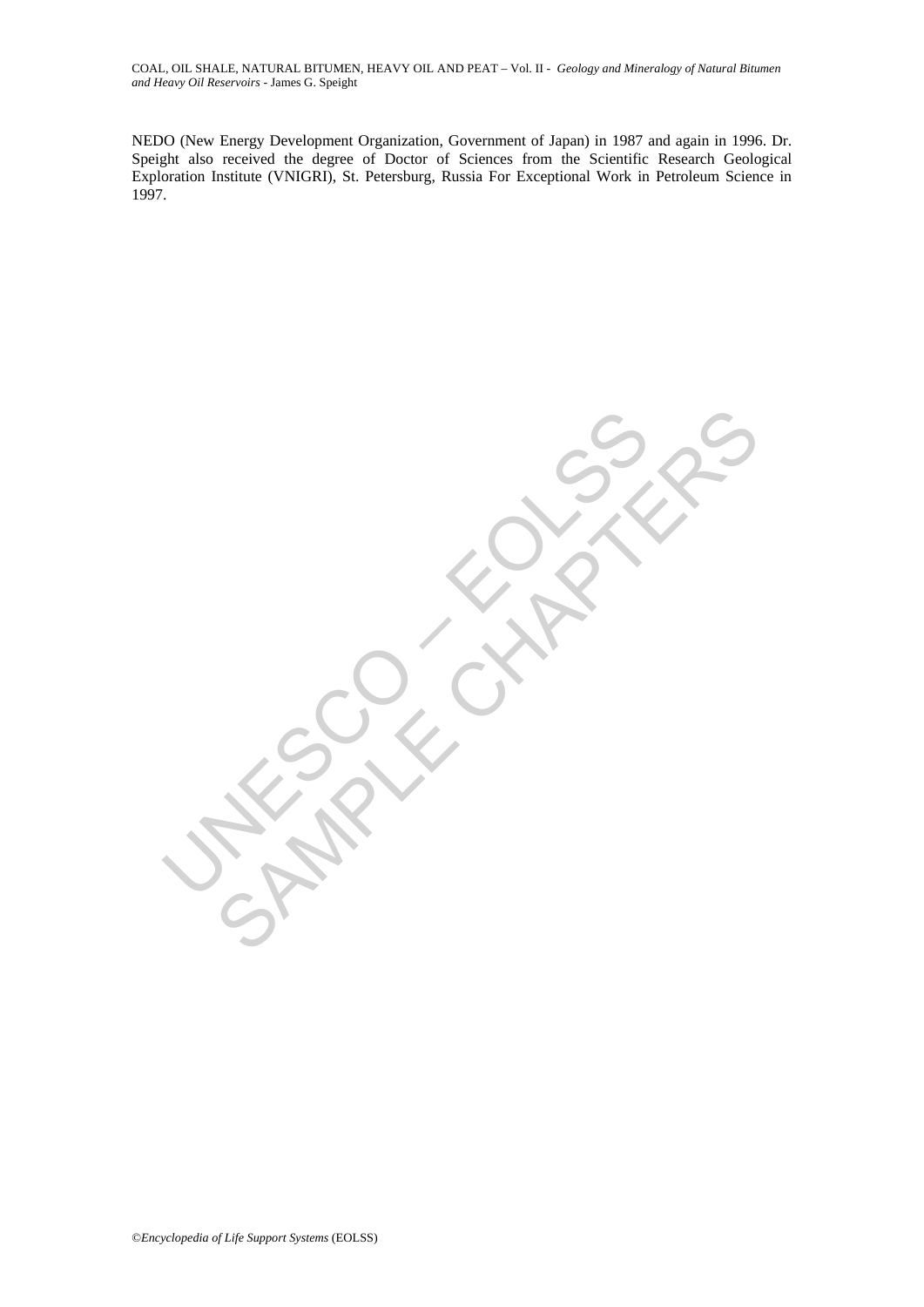NEDO (New Energy Development Organization, Government of Japan) in 1987 and again in 1996. Dr. Speight also received the degree of Doctor of Sciences from the Scientific Research Geological Exploration Institute (VNIGRI), St. Petersburg, Russia For Exceptional Work in Petroleum Science in 1997.